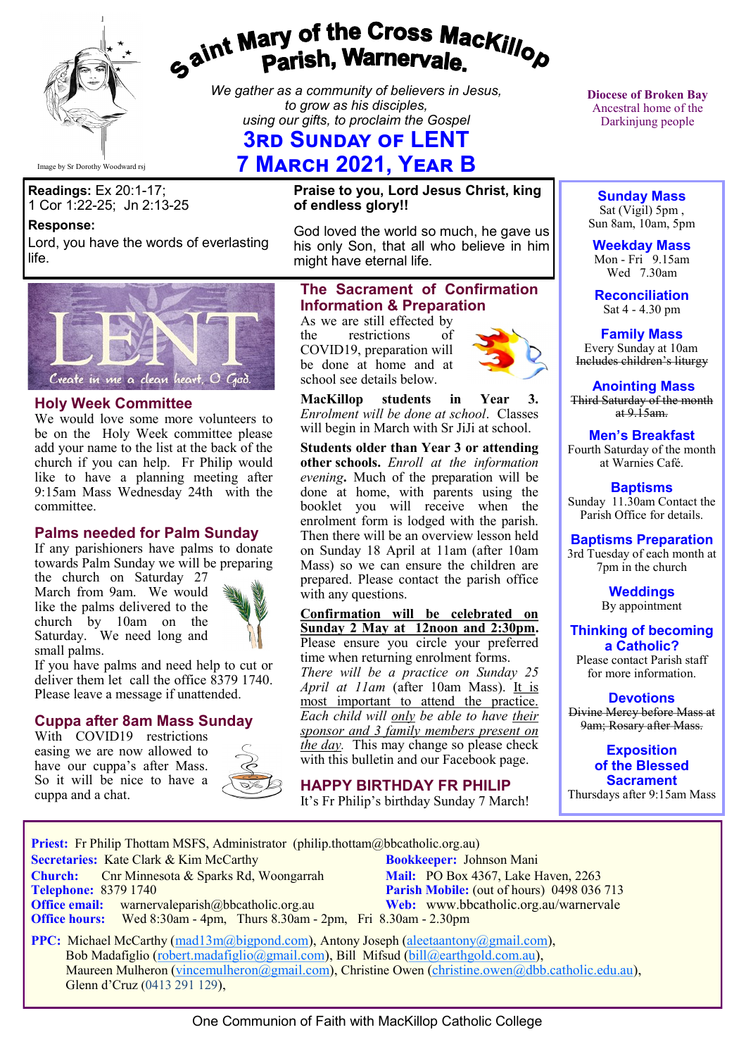# Saint Mary of the Cross MacKillop Parish, Warnervale.

*We gather as a community of believers in Jesus, to grow as his disciples, using our gifts, to proclaim the Gospel*

## 3rd Sunday of Lent
## 7 March 2021, Year B

Image by Sr Dorothy Woodward rsj

**Diocese of Broken Bay**
Ancestral home of the Darkinjung people

**Readings:** Ex 20:1-17; 1 Cor 1:22-25; Jn 2:13-25

**Response:**
Lord, you have the words of everlasting life.

**Praise to you, Lord Jesus Christ, king of endless glory!!**

God loved the world so much, he gave us his only Son, that all who believe in him might have eternal life.

LENT — Create in me a clean heart, O God.

### Holy Week Committee

We would love some more volunteers to be on the Holy Week committee please add your name to the list at the back of the church if you can help. Fr Philip would like to have a planning meeting after 9:15am Mass Wednesday 24th with the committee.

### Palms needed for Palm Sunday

If any parishioners have palms to donate towards Palm Sunday we will be preparing the church on Saturday 27 March from 9am. We would like the palms delivered to the church by 10am on the Saturday. We need long and small palms.

If you have palms and need help to cut or deliver them let call the office 8379 1740. Please leave a message if unattended.

### Cuppa after 8am Mass Sunday

With COVID19 restrictions easing we are now allowed to have our cuppa's after Mass. So it will be nice to have a cuppa and a chat.

### The Sacrament of Confirmation Information & Preparation

As we are still effected by the restrictions of COVID19, preparation will be done at home and at school see details below.

**MacKillop students in Year 3.** *Enrolment will be done at school*. Classes will begin in March with Sr JiJi at school.

**Students older than Year 3 or attending other schools.** *Enroll at the information evening***.** Much of the preparation will be done at home, with parents using the booklet you will receive when the enrolment form is lodged with the parish. Then there will be an overview lesson held on Sunday 18 April at 11am (after 10am Mass) so we can ensure the children are prepared. Please contact the parish office with any questions.

**Confirmation will be celebrated on Sunday 2 May at 12noon and 2:30pm.** Please ensure you circle your preferred time when returning enrolment forms.

*There will be a practice on Sunday 25 April at 11am* (after 10am Mass). It is most important to attend the practice. *Each child will only be able to have their sponsor and 3 family members present on the day.* This may change so please check with this bulletin and our Facebook page.

### HAPPY BIRTHDAY FR PHILIP

It's Fr Philip's birthday Sunday 7 March!

---

**Sunday Mass**
Sat (Vigil) 5pm ,
Sun 8am, 10am, 5pm

**Weekday Mass**
Mon - Fri 9.15am
Wed 7.30am

**Reconciliation**
Sat 4 - 4.30 pm

**Family Mass**
Every Sunday at 10am
~~Includes children's liturgy~~

**Anointing Mass**
~~Third Saturday of the month at 9.15am.~~

**Men's Breakfast**
Fourth Saturday of the month at Warnies Café.

**Baptisms**
Sunday 11.30am Contact the Parish Office for details.

**Baptisms Preparation**
3rd Tuesday of each month at 7pm in the church

**Weddings**
By appointment

**Thinking of becoming a Catholic?**
Please contact Parish staff for more information.

**Devotions**
~~Divine Mercy before Mass at 9am; Rosary after Mass.~~

**Exposition of the Blessed Sacrament**
Thursdays after 9:15am Mass

---

**Priest:** Fr Philip Thottam MSFS, Administrator (philip.thottam@bbcatholic.org.au)
**Secretaries:** Kate Clark & Kim McCarthy
**Bookkeeper:** Johnson Mani
**Church:** Cnr Minnesota & Sparks Rd, Woongarrah
**Mail:** PO Box 4367, Lake Haven, 2263
**Telephone:** 8379 1740
**Parish Mobile:** (out of hours) 0498 036 713
**Office email:** warnervaleparish@bbcatholic.org.au
**Web:** www.bbcatholic.org.au/warnervale
**Office hours:** Wed 8:30am - 4pm, Thurs 8.30am - 2pm, Fri 8.30am - 2.30pm

**PPC:** Michael McCarthy (mad13m@bigpond.com), Antony Joseph (aleetaantony@gmail.com), Bob Madafiglio (robert.madafiglio@gmail.com), Bill Mifsud (bill@earthgold.com.au), Maureen Mulheron (vincemulheron@gmail.com), Christine Owen (christine.owen@dbb.catholic.edu.au), Glenn d'Cruz (0413 291 129),

One Communion of Faith with MacKillop Catholic College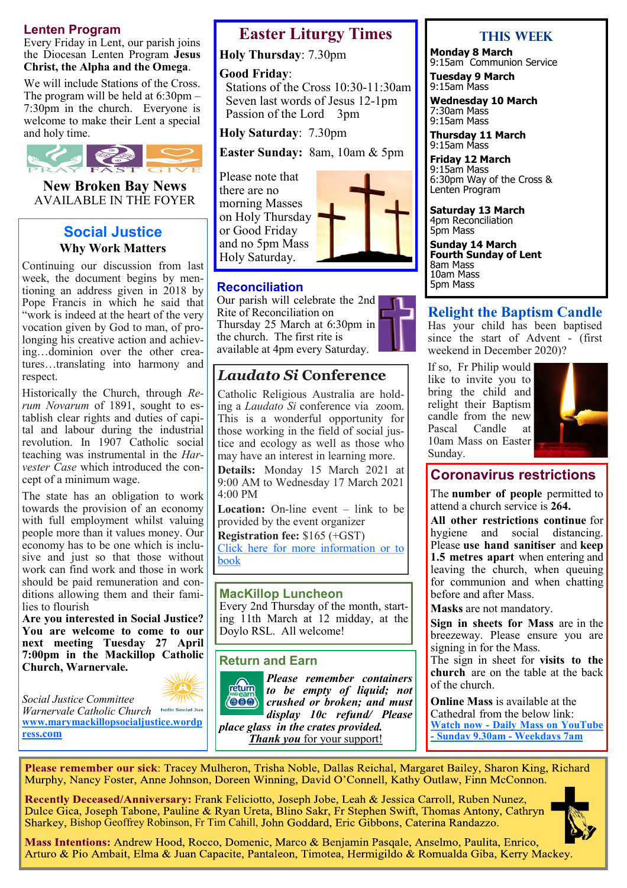## Lenten Program

Every Friday in Lent, our parish joins the Diocesan Lenten Program **Jesus Christ, the Alpha and the Omega**.

We will include Stations of the Cross. The program will be held at 6:30pm – 7:30pm in the church. Everyone is welcome to make their Lent a special and holy time.

PRAY FAST GIVE

**New Broken Bay News**
AVAILABLE IN THE FOYER

## Social Justice

### Why Work Matters

Continuing our discussion from last week, the document begins by mentioning an address given in 2018 by Pope Francis in which he said that "work is indeed at the heart of the very vocation given by God to man, of prolonging his creative action and achieving…dominion over the other creatures…translating into harmony and respect.

Historically the Church, through *Rerum Novarum* of 1891, sought to establish clear rights and duties of capital and labour during the industrial revolution. In 1907 Catholic social teaching was instrumental in the *Harvester Case* which introduced the concept of a minimum wage.

The state has an obligation to work towards the provision of an economy with full employment whilst valuing people more than it values money. Our economy has to be one which is inclusive and just so that those without work can find work and those in work should be paid remuneration and conditions allowing them and their families to flourish.

**Are you interested in Social Justice? You are welcome to come to our next meeting Tuesday 27 April 7:00pm in the Mackillop Catholic Church, Warnervale.**

*Social Justice Committee*
*Warnervale Catholic Church*
[www.marymackillopsocialjustice.wordpress.com](www.marymackillopsocialjustice.wordpress.com)

## Easter Liturgy Times

**Holy Thursday**: 7.30pm

**Good Friday**:
Stations of the Cross 10:30-11:30am
Seven last words of Jesus 12-1pm
Passion of the Lord 3pm

**Holy Saturday**: 7.30pm

**Easter Sunday:** 8am, 10am & 5pm

Please note that there are no morning Masses on Holy Thursday or Good Friday and no 5pm Mass Holy Saturday.

## Reconciliation

Our parish will celebrate the 2nd Rite of Reconciliation on Thursday 25 March at 6:30pm in the church. The first rite is available at 4pm every Saturday.

## *Laudato Si* Conference

Catholic Religious Australia are holding a *Laudato Si* conference via zoom. This is a wonderful opportunity for those working in the field of social justice and ecology as well as those who may have an interest in learning more.

**Details:** Monday 15 March 2021 at 9:00 AM to Wednesday 17 March 2021 4:00 PM

**Location:** On-line event – link to be provided by the event organizer

**Registration fee:** $165 (+GST)

Click here for more information or to book

## MacKillop Luncheon

Every 2nd Thursday of the month, starting 11th March at 12 midday, at the Doylo RSL. All welcome!

## Return and Earn

***Please remember containers to be empty of liquid; not crushed or broken; and must display 10c refund/ Please place glass in the crates provided.***
***Thank you** for your support!*

## THIS WEEK

**Monday 8 March**
9:15am Communion Service

**Tuesday 9 March**
9:15am Mass

**Wednesday 10 March**
7:30am Mass
9:15am Mass

**Thursday 11 March**
9:15am Mass

**Friday 12 March**
9:15am Mass
6:30pm Way of the Cross & Lenten Program

**Saturday 13 March**
4pm Reconciliation
5pm Mass

**Sunday 14 March**
**Fourth Sunday of Lent**
8am Mass
10am Mass
5pm Mass

## Relight the Baptism Candle

Has your child has been baptised since the start of Advent - (first weekend in December 2020)?

If so, Fr Philip would like to invite you to bring the child and relight their Baptism candle from the new Pascal Candle at 10am Mass on Easter Sunday.

## Coronavirus restrictions

The **number of people** permitted to attend a church service is **264.**

**All other restrictions continue** for hygiene and social distancing. Please **use hand sanitiser** and **keep 1.5 metres apart** when entering and leaving the church, when queuing for communion and when chatting before and after Mass.

**Masks** are not mandatory.

**Sign in sheets for Mass** are in the breezeway. Please ensure you are signing in for the Mass.
The sign in sheet for **visits to the church** are on the table at the back of the church.

**Online Mass** is available at the Cathedral from the below link:
**Watch now - Daily Mass on YouTube - Sunday 9.30am - Weekdays 7am**

**Please remember our sick**: Tracey Mulheron, Trisha Noble, Dallas Reichal, Margaret Bailey, Sharon King, Richard Murphy, Nancy Foster, Anne Johnson, Doreen Winning, David O'Connell, Kathy Outlaw, Finn McConnon.

**Recently Deceased/Anniversary:** Frank Feliciotto, Joseph Jobe, Leah & Jessica Carroll, Ruben Nunez, Dulce Gica, Joseph Tabone, Pauline & Ryan Ureta, Blino Sakr, Fr Stephen Swift, Thomas Antony, Cathryn Sharkey, Bishop Geoffrey Robinson, Fr Tim Cahill, John Goddard, Eric Gibbons, Caterina Randazzo.

**Mass Intentions:** Andrew Hood, Rocco, Domenic, Marco & Benjamin Pasqale, Anselmo, Paulita, Enrico, Arturo & Pio Ambait, Elma & Juan Capacite, Pantaleon, Timotea, Hermigildo & Romualda Giba, Kerry Mackey.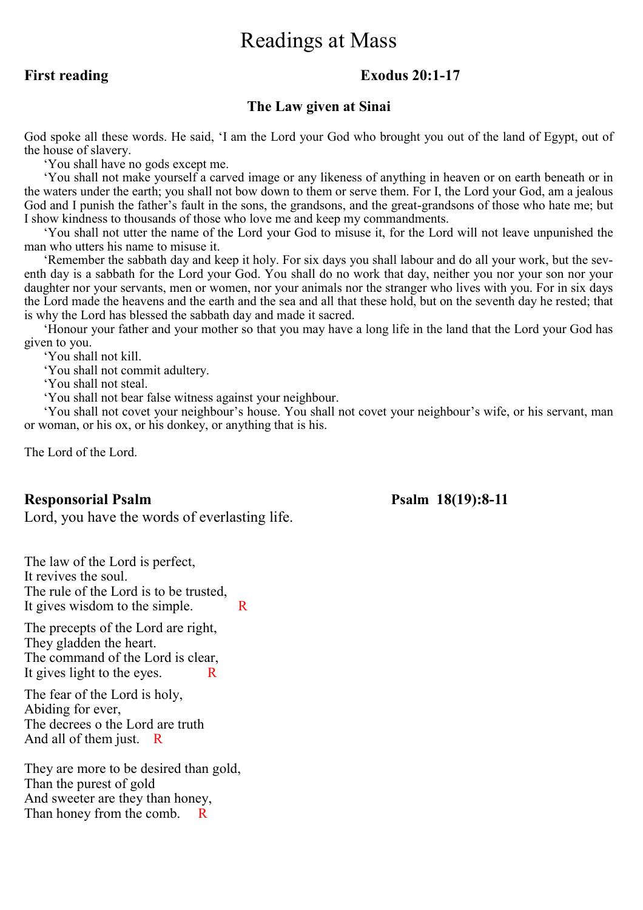# Readings at Mass

**First reading** **Exodus 20:1-17**

### The Law given at Sinai

God spoke all these words. He said, 'I am the Lord your God who brought you out of the land of Egypt, out of the house of slavery.

'You shall have no gods except me.

'You shall not make yourself a carved image or any likeness of anything in heaven or on earth beneath or in the waters under the earth; you shall not bow down to them or serve them. For I, the Lord your God, am a jealous God and I punish the father's fault in the sons, the grandsons, and the great-grandsons of those who hate me; but I show kindness to thousands of those who love me and keep my commandments.

'You shall not utter the name of the Lord your God to misuse it, for the Lord will not leave unpunished the man who utters his name to misuse it.

'Remember the sabbath day and keep it holy. For six days you shall labour and do all your work, but the seventh day is a sabbath for the Lord your God. You shall do no work that day, neither you nor your son nor your daughter nor your servants, men or women, nor your animals nor the stranger who lives with you. For in six days the Lord made the heavens and the earth and the sea and all that these hold, but on the seventh day he rested; that is why the Lord has blessed the sabbath day and made it sacred.

'Honour your father and your mother so that you may have a long life in the land that the Lord your God has given to you.

'You shall not kill.

'You shall not commit adultery.

'You shall not steal.

'You shall not bear false witness against your neighbour.

'You shall not covet your neighbour's house. You shall not covet your neighbour's wife, or his servant, man or woman, or his ox, or his donkey, or anything that is his.

The Lord of the Lord.

**Responsorial Psalm** **Psalm 18(19):8-11**

Lord, you have the words of everlasting life.

The law of the Lord is perfect,
It revives the soul.
The rule of the Lord is to be trusted,
It gives wisdom to the simple. R

The precepts of the Lord are right,
They gladden the heart.
The command of the Lord is clear,
It gives light to the eyes. R

The fear of the Lord is holy,
Abiding for ever,
The decrees o the Lord are truth
And all of them just. R

They are more to be desired than gold,
Than the purest of gold
And sweeter are they than honey,
Than honey from the comb. R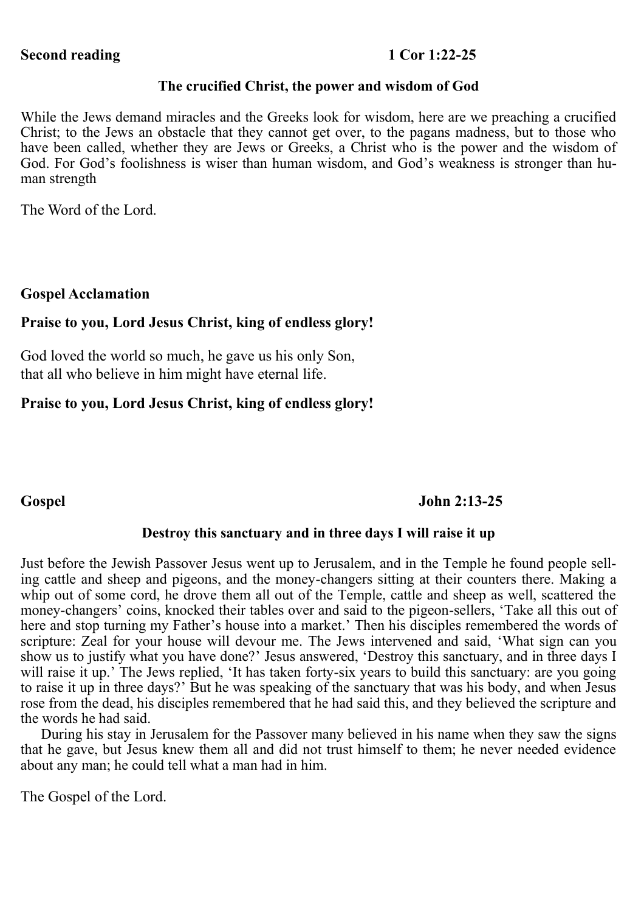**Second reading** **1 Cor 1:22-25**

**The crucified Christ, the power and wisdom of God**

While the Jews demand miracles and the Greeks look for wisdom, here are we preaching a crucified Christ; to the Jews an obstacle that they cannot get over, to the pagans madness, but to those who have been called, whether they are Jews or Greeks, a Christ who is the power and the wisdom of God. For God's foolishness is wiser than human wisdom, and God's weakness is stronger than human strength

The Word of the Lord.

**Gospel Acclamation**

**Praise to you, Lord Jesus Christ, king of endless glory!**

God loved the world so much, he gave us his only Son,
that all who believe in him might have eternal life.

**Praise to you, Lord Jesus Christ, king of endless glory!**

**Gospel** **John 2:13-25**

**Destroy this sanctuary and in three days I will raise it up**

Just before the Jewish Passover Jesus went up to Jerusalem, and in the Temple he found people selling cattle and sheep and pigeons, and the money-changers sitting at their counters there. Making a whip out of some cord, he drove them all out of the Temple, cattle and sheep as well, scattered the money-changers' coins, knocked their tables over and said to the pigeon-sellers, 'Take all this out of here and stop turning my Father's house into a market.' Then his disciples remembered the words of scripture: Zeal for your house will devour me. The Jews intervened and said, 'What sign can you show us to justify what you have done?' Jesus answered, 'Destroy this sanctuary, and in three days I will raise it up.' The Jews replied, 'It has taken forty-six years to build this sanctuary: are you going to raise it up in three days?' But he was speaking of the sanctuary that was his body, and when Jesus rose from the dead, his disciples remembered that he had said this, and they believed the scripture and the words he had said.

During his stay in Jerusalem for the Passover many believed in his name when they saw the signs that he gave, but Jesus knew them all and did not trust himself to them; he never needed evidence about any man; he could tell what a man had in him.

The Gospel of the Lord.